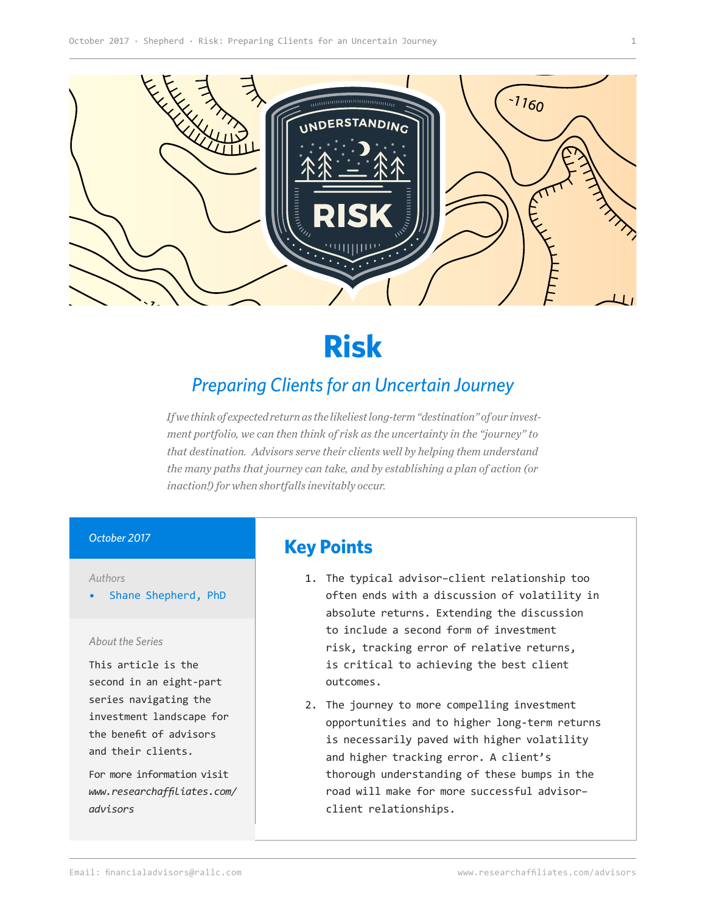# Risk

## *Preparing Clients for an Uncertain Journey*

*If we think of expected return as the likeliest long-term "destination" of our investment portfolio, we can then think of risk as the uncertainty in the "journey" to that destination. Advisors serve their clients well by helping them understand the many paths that journey can take, and by establishing a plan of action (or inaction!) for when shortfalls inevitably occur.*

*October 2017*

*Authors*

- Shane Shepherd, PhD

*About the Series*

This article is the second in an eight-part series navigating the investment landscape for the benefit of advisors and their clients.

For more information visit *www.researchaffiliates.com/advisors*

## Key Points

1. The typical advisor–client relationship too often ends with a discussion of volatility in absolute returns. Extending the discussion to include a second form of investment risk, tracking error of relative returns, is critical to achieving the best client outcomes.
2. The journey to more compelling investment opportunities and to higher long-term returns is necessarily paved with higher volatility and higher tracking error. A client's thorough understanding of these bumps in the road will make for more successful advisor–client relationships.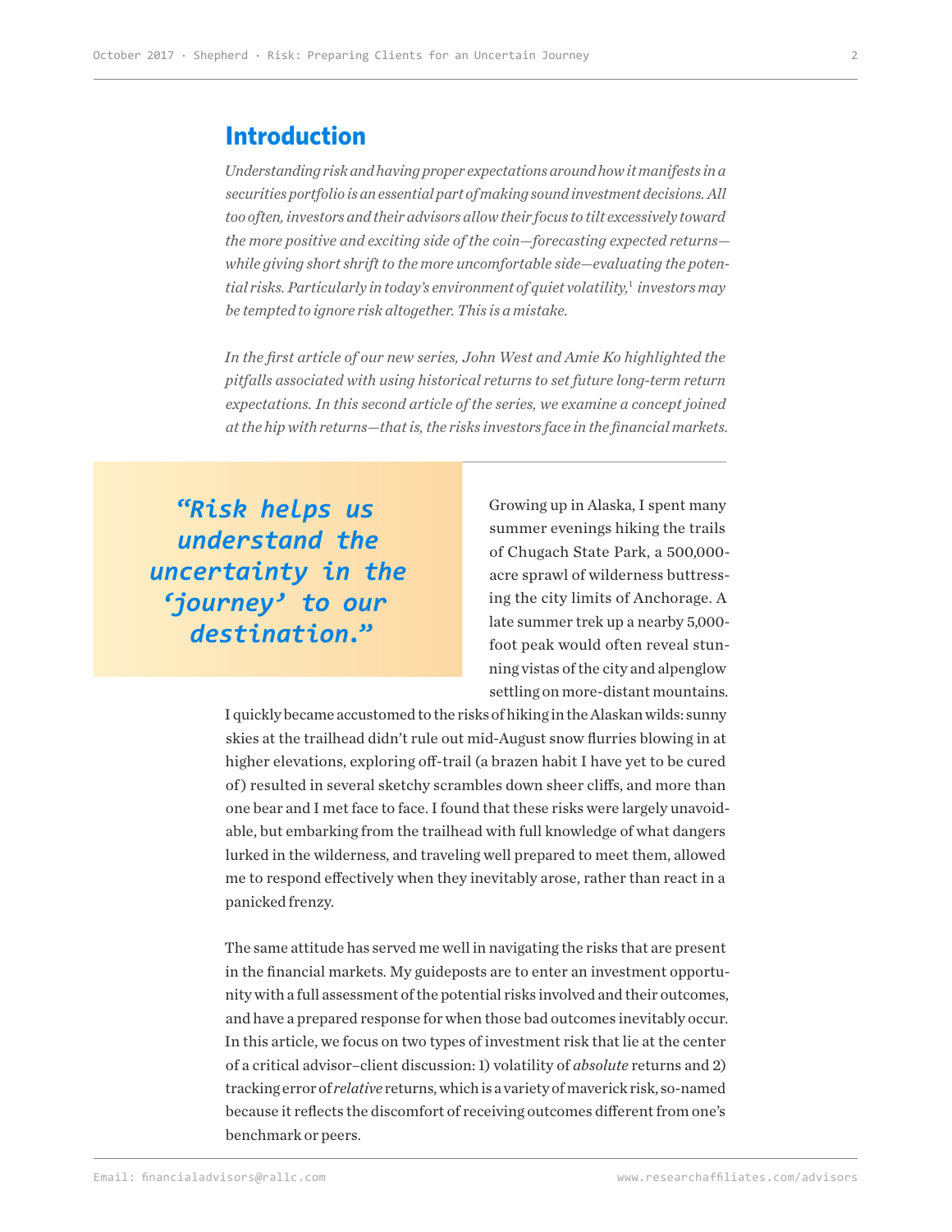## Introduction

*Understanding risk and having proper expectations around how it manifests in a securities portfolio is an essential part of making sound investment decisions. All too often, investors and their advisors allow their focus to tilt excessively toward the more positive and exciting side of the coin—forecasting expected returns—while giving short shrift to the more uncomfortable side—evaluating the potential risks. Particularly in today's environment of quiet volatility,[1] investors may be tempted to ignore risk altogether. This is a mistake.*

*In the first article of our new series, John West and Amie Ko highlighted the pitfalls associated with using historical returns to set future long-term return expectations. In this second article of the series, we examine a concept joined at the hip with returns—that is, the risks investors face in the financial markets.*

> ***"Risk helps us understand the uncertainty in the 'journey' to our destination."***

Growing up in Alaska, I spent many summer evenings hiking the trails of Chugach State Park, a 500,000-acre sprawl of wilderness buttressing the city limits of Anchorage. A late summer trek up a nearby 5,000-foot peak would often reveal stunning vistas of the city and alpenglow settling on more-distant mountains. I quickly became accustomed to the risks of hiking in the Alaskan wilds: sunny skies at the trailhead didn't rule out mid-August snow flurries blowing in at higher elevations, exploring off-trail (a brazen habit I have yet to be cured of) resulted in several sketchy scrambles down sheer cliffs, and more than one bear and I met face to face. I found that these risks were largely unavoidable, but embarking from the trailhead with full knowledge of what dangers lurked in the wilderness, and traveling well prepared to meet them, allowed me to respond effectively when they inevitably arose, rather than react in a panicked frenzy.

The same attitude has served me well in navigating the risks that are present in the financial markets. My guideposts are to enter an investment opportunity with a full assessment of the potential risks involved and their outcomes, and have a prepared response for when those bad outcomes inevitably occur. In this article, we focus on two types of investment risk that lie at the center of a critical advisor–client discussion: 1) volatility of *absolute* returns and 2) tracking error of *relative* returns, which is a variety of maverick risk, so-named because it reflects the discomfort of receiving outcomes different from one's benchmark or peers.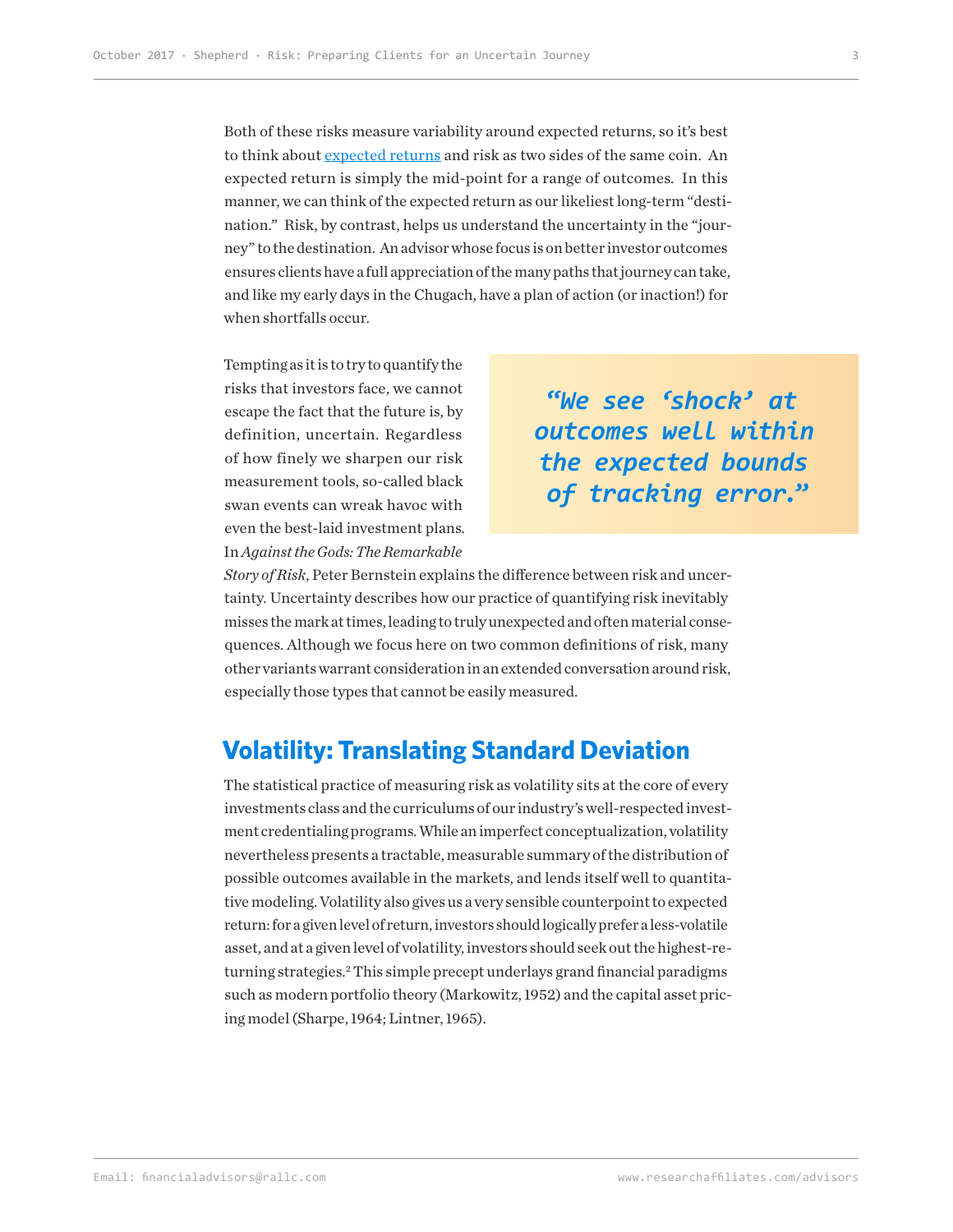Both of these risks measure variability around expected returns, so it's best to think about expected returns and risk as two sides of the same coin. An expected return is simply the mid-point for a range of outcomes. In this manner, we can think of the expected return as our likeliest long-term "destination." Risk, by contrast, helps us understand the uncertainty in the "journey" to the destination. An advisor whose focus is on better investor outcomes ensures clients have a full appreciation of the many paths that journey can take, and like my early days in the Chugach, have a plan of action (or inaction!) for when shortfalls occur.

> *"We see 'shock' at outcomes well within the expected bounds of tracking error."*

Tempting as it is to try to quantify the risks that investors face, we cannot escape the fact that the future is, by definition, uncertain. Regardless of how finely we sharpen our risk measurement tools, so-called black swan events can wreak havoc with even the best-laid investment plans. In *Against the Gods: The Remarkable Story of Risk*, Peter Bernstein explains the difference between risk and uncertainty. Uncertainty describes how our practice of quantifying risk inevitably misses the mark at times, leading to truly unexpected and often material consequences. Although we focus here on two common definitions of risk, many other variants warrant consideration in an extended conversation around risk, especially those types that cannot be easily measured.

## Volatility: Translating Standard Deviation

The statistical practice of measuring risk as volatility sits at the core of every investments class and the curriculums of our industry's well-respected investment credentialing programs. While an imperfect conceptualization, volatility nevertheless presents a tractable, measurable summary of the distribution of possible outcomes available in the markets, and lends itself well to quantitative modeling. Volatility also gives us a very sensible counterpoint to expected return: for a given level of return, investors should logically prefer a less-volatile asset, and at a given level of volatility, investors should seek out the highest-returning strategies.[2] This simple precept underlays grand financial paradigms such as modern portfolio theory (Markowitz, 1952) and the capital asset pricing model (Sharpe, 1964; Lintner, 1965).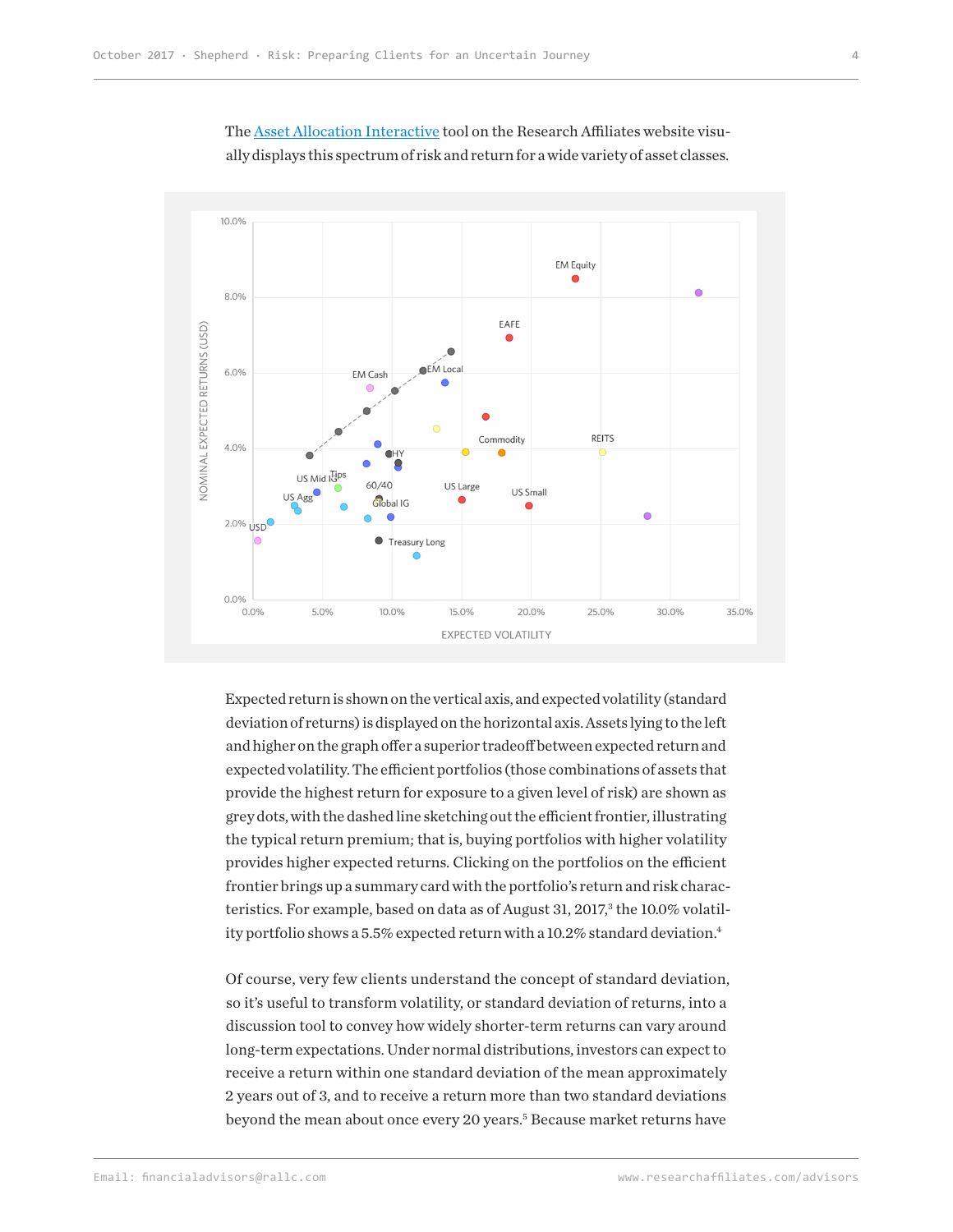The [Asset Allocation Interactive]() tool on the Research Affiliates website visually displays this spectrum of risk and return for a wide variety of asset classes.

Expected return is shown on the vertical axis, and expected volatility (standard deviation of returns) is displayed on the horizontal axis. Assets lying to the left and higher on the graph offer a superior tradeoff between expected return and expected volatility. The efficient portfolios (those combinations of assets that provide the highest return for exposure to a given level of risk) are shown as grey dots, with the dashed line sketching out the efficient frontier, illustrating the typical return premium; that is, buying portfolios with higher volatility provides higher expected returns. Clicking on the portfolios on the efficient frontier brings up a summary card with the portfolio's return and risk characteristics. For example, based on data as of August 31, 2017,[3] the 10.0% volatility portfolio shows a 5.5% expected return with a 10.2% standard deviation.[4]

Of course, very few clients understand the concept of standard deviation, so it's useful to transform volatility, or standard deviation of returns, into a discussion tool to convey how widely shorter-term returns can vary around long-term expectations. Under normal distributions, investors can expect to receive a return within one standard deviation of the mean approximately 2 years out of 3, and to receive a return more than two standard deviations beyond the mean about once every 20 years.[5] Because market returns have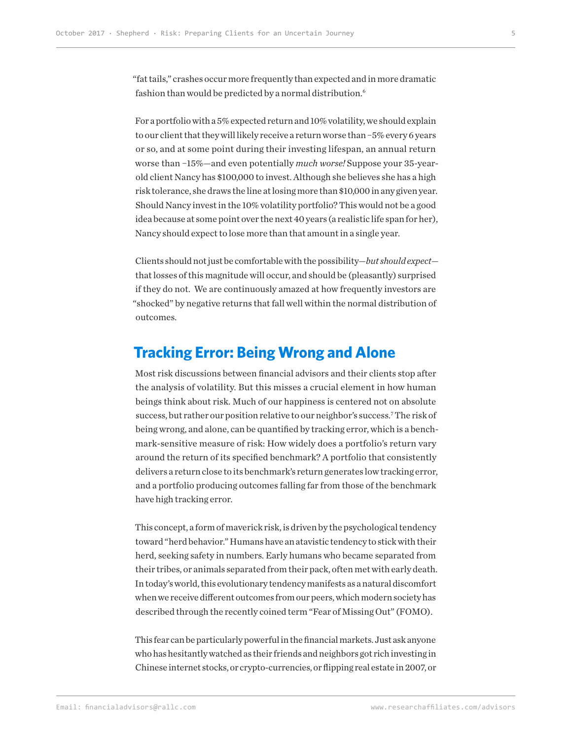"fat tails," crashes occur more frequently than expected and in more dramatic fashion than would be predicted by a normal distribution.[6]

For a portfolio with a 5% expected return and 10% volatility, we should explain to our client that they will likely receive a return worse than −5% every 6 years or so, and at some point during their investing lifespan, an annual return worse than −15%—and even potentially *much worse!* Suppose your 35-year-old client Nancy has $100,000 to invest. Although she believes she has a high risk tolerance, she draws the line at losing more than $10,000 in any given year. Should Nancy invest in the 10% volatility portfolio? This would not be a good idea because at some point over the next 40 years (a realistic life span for her), Nancy should expect to lose more than that amount in a single year.

Clients should not just be comfortable with the possibility—*but should expect*—that losses of this magnitude will occur, and should be (pleasantly) surprised if they do not. We are continuously amazed at how frequently investors are "shocked" by negative returns that fall well within the normal distribution of outcomes.

## Tracking Error: Being Wrong and Alone

Most risk discussions between financial advisors and their clients stop after the analysis of volatility. But this misses a crucial element in how human beings think about risk. Much of our happiness is centered not on absolute success, but rather our position relative to our neighbor's success.[7] The risk of being wrong, and alone, can be quantified by tracking error, which is a benchmark-sensitive measure of risk: How widely does a portfolio's return vary around the return of its specified benchmark? A portfolio that consistently delivers a return close to its benchmark's return generates low tracking error, and a portfolio producing outcomes falling far from those of the benchmark have high tracking error.

This concept, a form of maverick risk, is driven by the psychological tendency toward "herd behavior." Humans have an atavistic tendency to stick with their herd, seeking safety in numbers. Early humans who became separated from their tribes, or animals separated from their pack, often met with early death. In today's world, this evolutionary tendency manifests as a natural discomfort when we receive different outcomes from our peers, which modern society has described through the recently coined term "Fear of Missing Out" (FOMO).

This fear can be particularly powerful in the financial markets. Just ask anyone who has hesitantly watched as their friends and neighbors got rich investing in Chinese internet stocks, or crypto-currencies, or flipping real estate in 2007, or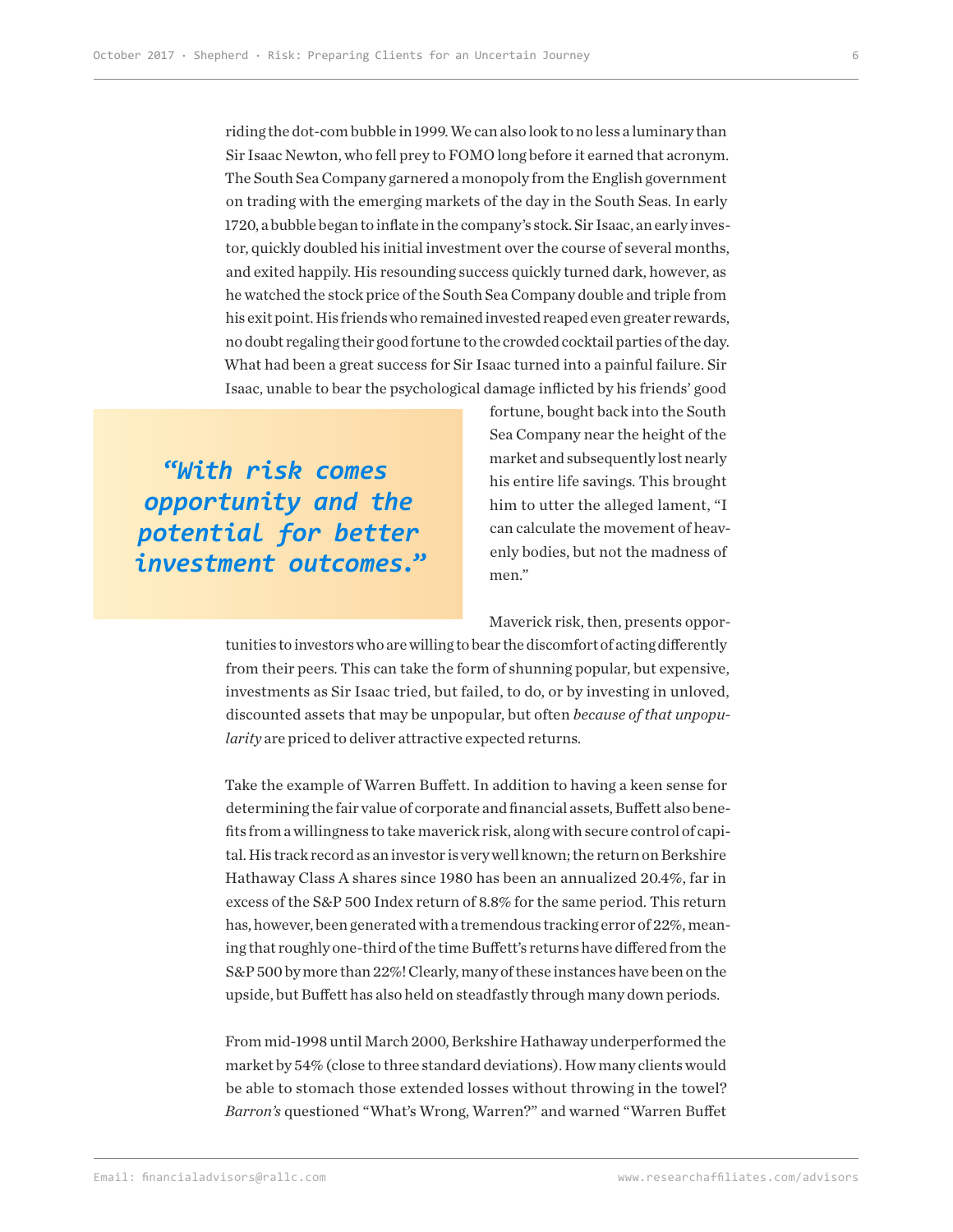riding the dot-com bubble in 1999. We can also look to no less a luminary than Sir Isaac Newton, who fell prey to FOMO long before it earned that acronym. The South Sea Company garnered a monopoly from the English government on trading with the emerging markets of the day in the South Seas. In early 1720, a bubble began to inflate in the company's stock. Sir Isaac, an early investor, quickly doubled his initial investment over the course of several months, and exited happily. His resounding success quickly turned dark, however, as he watched the stock price of the South Sea Company double and triple from his exit point. His friends who remained invested reaped even greater rewards, no doubt regaling their good fortune to the crowded cocktail parties of the day. What had been a great success for Sir Isaac turned into a painful failure. Sir Isaac, unable to bear the psychological damage inflicted by his friends' good fortune, bought back into the South Sea Company near the height of the market and subsequently lost nearly his entire life savings. This brought him to utter the alleged lament, "I can calculate the movement of heavenly bodies, but not the madness of men."

> ***"With risk comes opportunity and the potential for better investment outcomes."***

Maverick risk, then, presents opportunities to investors who are willing to bear the discomfort of acting differently from their peers. This can take the form of shunning popular, but expensive, investments as Sir Isaac tried, but failed, to do, or by investing in unloved, discounted assets that may be unpopular, but often *because of that unpopularity* are priced to deliver attractive expected returns.

Take the example of Warren Buffett. In addition to having a keen sense for determining the fair value of corporate and financial assets, Buffett also benefits from a willingness to take maverick risk, along with secure control of capital. His track record as an investor is very well known; the return on Berkshire Hathaway Class A shares since 1980 has been an annualized 20.4%, far in excess of the S&P 500 Index return of 8.8% for the same period. This return has, however, been generated with a tremendous tracking error of 22%, meaning that roughly one-third of the time Buffett's returns have differed from the S&P 500 by more than 22%! Clearly, many of these instances have been on the upside, but Buffett has also held on steadfastly through many down periods.

From mid-1998 until March 2000, Berkshire Hathaway underperformed the market by 54% (close to three standard deviations). How many clients would be able to stomach those extended losses without throwing in the towel? *Barron's* questioned "What's Wrong, Warren?" and warned "Warren Buffet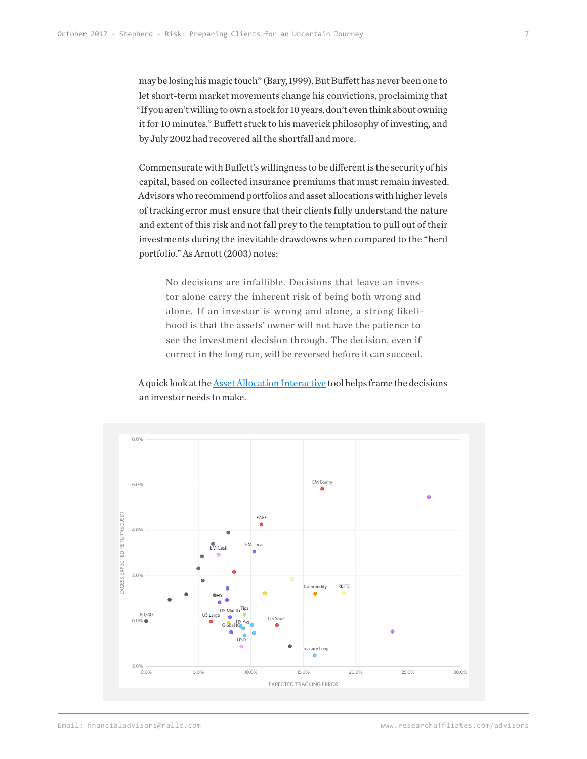may be losing his magic touch" (Bary, 1999). But Buffett has never been one to let short-term market movements change his convictions, proclaiming that "If you aren't willing to own a stock for 10 years, don't even think about owning it for 10 minutes." Buffett stuck to his maverick philosophy of investing, and by July 2002 had recovered all the shortfall and more.

Commensurate with Buffett's willingness to be different is the security of his capital, based on collected insurance premiums that must remain invested. Advisors who recommend portfolios and asset allocations with higher levels of tracking error must ensure that their clients fully understand the nature and extent of this risk and not fall prey to the temptation to pull out of their investments during the inevitable drawdowns when compared to the "herd portfolio." As Arnott (2003) notes:

> No decisions are infallible. Decisions that leave an investor alone carry the inherent risk of being both wrong and alone. If an investor is wrong and alone, a strong likelihood is that the assets' owner will not have the patience to see the investment decision through. The decision, even if correct in the long run, will be reversed before it can succeed.

A quick look at the Asset Allocation Interactive tool helps frame the decisions an investor needs to make.

EXCESS EXPECTED RETURNS (USD)

EXPECTED TRACKING ERROR

Labels: 60/40, US Large, HY, EM Cash, EM Local, EAFE, EM Equity, US Mid, IG, Tips, US Agg, Global IG, USD, US Small, Treasury Long, Commodity, REITS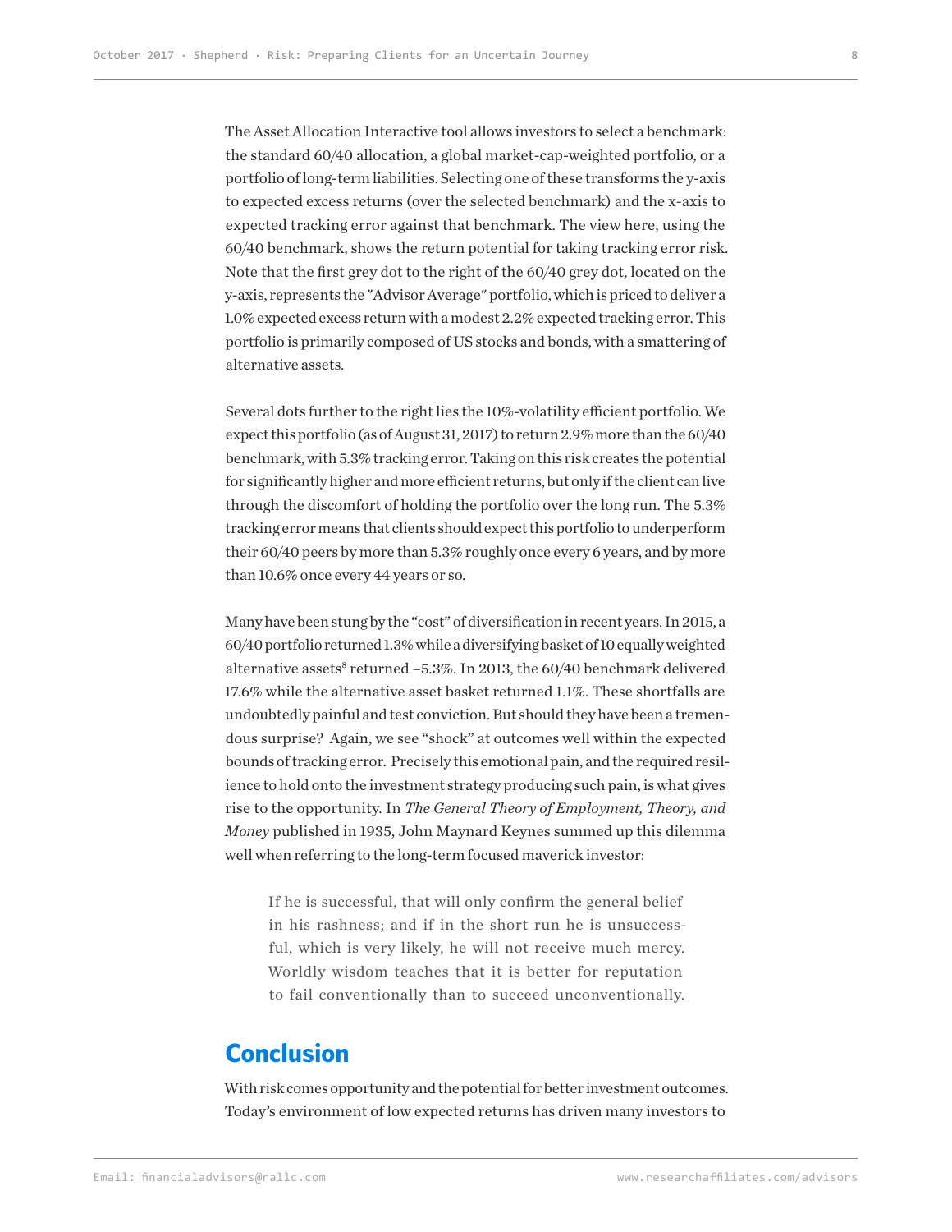The Asset Allocation Interactive tool allows investors to select a benchmark: the standard 60/40 allocation, a global market-cap-weighted portfolio, or a portfolio of long-term liabilities. Selecting one of these transforms the y-axis to expected excess returns (over the selected benchmark) and the x-axis to expected tracking error against that benchmark. The view here, using the 60/40 benchmark, shows the return potential for taking tracking error risk. Note that the first grey dot to the right of the 60/40 grey dot, located on the y-axis, represents the "Advisor Average" portfolio, which is priced to deliver a 1.0% expected excess return with a modest 2.2% expected tracking error. This portfolio is primarily composed of US stocks and bonds, with a smattering of alternative assets.

Several dots further to the right lies the 10%-volatility efficient portfolio. We expect this portfolio (as of August 31, 2017) to return 2.9% more than the 60/40 benchmark, with 5.3% tracking error. Taking on this risk creates the potential for significantly higher and more efficient returns, but only if the client can live through the discomfort of holding the portfolio over the long run. The 5.3% tracking error means that clients should expect this portfolio to underperform their 60/40 peers by more than 5.3% roughly once every 6 years, and by more than 10.6% once every 44 years or so.

Many have been stung by the "cost" of diversification in recent years. In 2015, a 60/40 portfolio returned 1.3% while a diversifying basket of 10 equally weighted alternative assets[8] returned –5.3%. In 2013, the 60/40 benchmark delivered 17.6% while the alternative asset basket returned 1.1%. These shortfalls are undoubtedly painful and test conviction. But should they have been a tremendous surprise? Again, we see "shock" at outcomes well within the expected bounds of tracking error. Precisely this emotional pain, and the required resilience to hold onto the investment strategy producing such pain, is what gives rise to the opportunity. In *The General Theory of Employment, Theory, and Money* published in 1935, John Maynard Keynes summed up this dilemma well when referring to the long-term focused maverick investor:

> If he is successful, that will only confirm the general belief in his rashness; and if in the short run he is unsuccessful, which is very likely, he will not receive much mercy. Worldly wisdom teaches that it is better for reputation to fail conventionally than to succeed unconventionally.

## Conclusion

With risk comes opportunity and the potential for better investment outcomes. Today's environment of low expected returns has driven many investors to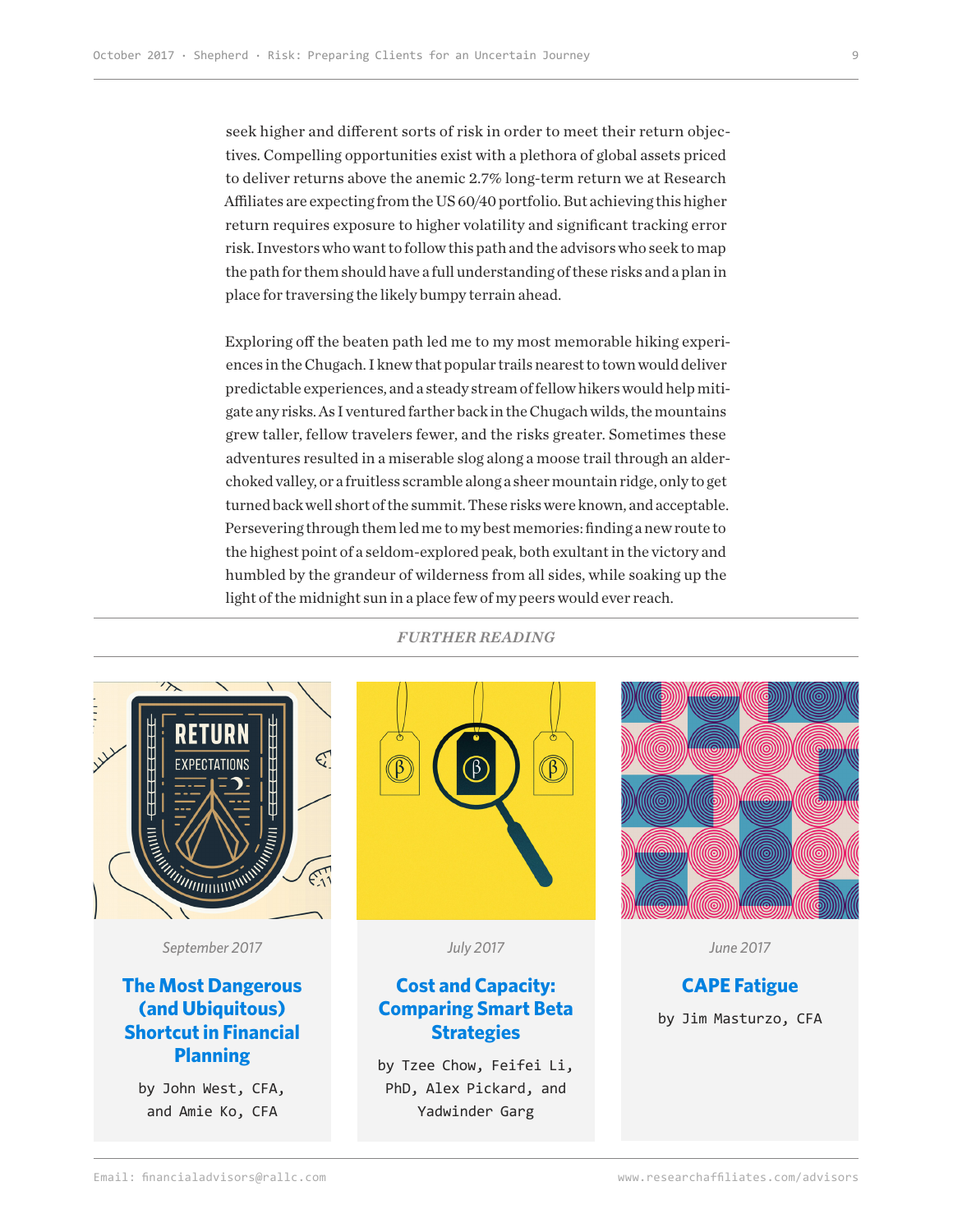seek higher and different sorts of risk in order to meet their return objectives. Compelling opportunities exist with a plethora of global assets priced to deliver returns above the anemic 2.7% long-term return we at Research Affiliates are expecting from the US 60/40 portfolio. But achieving this higher return requires exposure to higher volatility and significant tracking error risk. Investors who want to follow this path and the advisors who seek to map the path for them should have a full understanding of these risks and a plan in place for traversing the likely bumpy terrain ahead.

Exploring off the beaten path led me to my most memorable hiking experiences in the Chugach. I knew that popular trails nearest to town would deliver predictable experiences, and a steady stream of fellow hikers would help mitigate any risks. As I ventured farther back in the Chugach wilds, the mountains grew taller, fellow travelers fewer, and the risks greater. Sometimes these adventures resulted in a miserable slog along a moose trail through an alder-choked valley, or a fruitless scramble along a sheer mountain ridge, only to get turned back well short of the summit. These risks were known, and acceptable. Persevering through them led me to my best memories: finding a new route to the highest point of a seldom-explored peak, both exultant in the victory and humbled by the grandeur of wilderness from all sides, while soaking up the light of the midnight sun in a place few of my peers would ever reach.

*FURTHER READING*

*September 2017*

**The Most Dangerous (and Ubiquitous) Shortcut in Financial Planning**

by John West, CFA, and Amie Ko, CFA

*July 2017*

**Cost and Capacity: Comparing Smart Beta Strategies**

by Tzee Chow, Feifei Li, PhD, Alex Pickard, and Yadwinder Garg

*June 2017*

**CAPE Fatigue**

by Jim Masturzo, CFA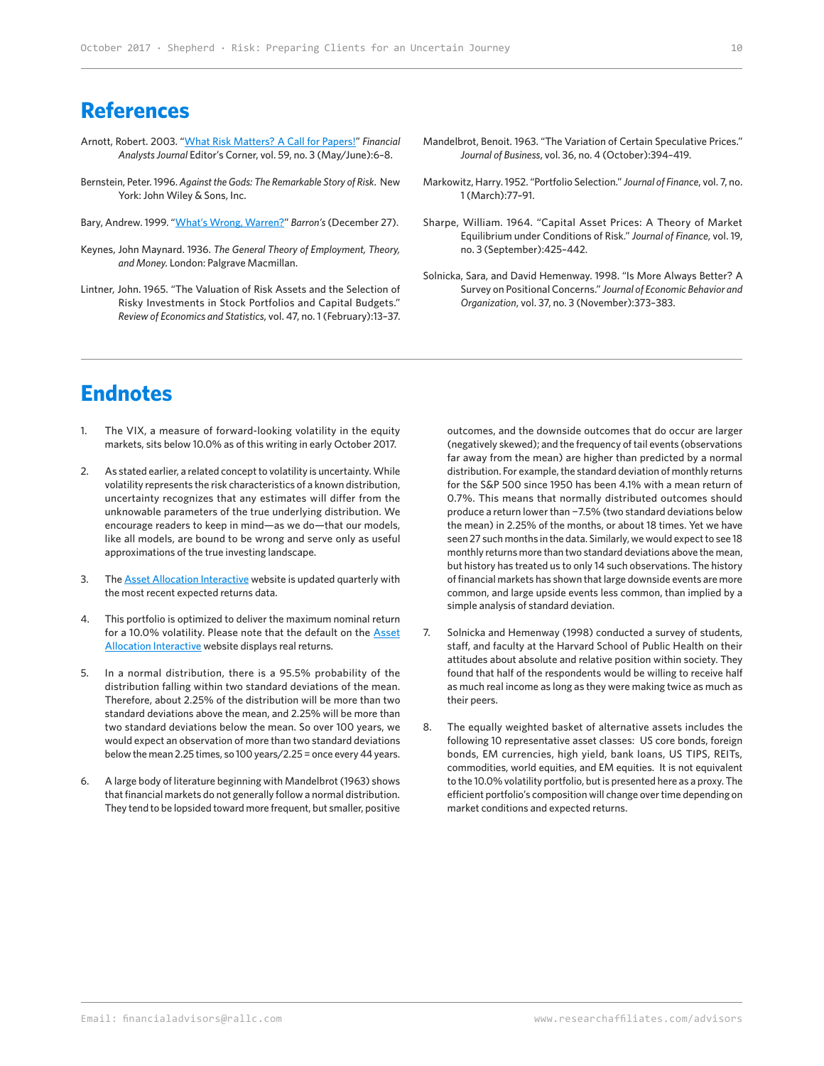## References

Arnott, Robert. 2003. "What Risk Matters? A Call for Papers!" *Financial Analysts Journal* Editor's Corner, vol. 59, no. 3 (May/June):6–8.

Bernstein, Peter. 1996. *Against the Gods: The Remarkable Story of Risk*. New York: John Wiley & Sons, Inc.

Bary, Andrew. 1999. "What's Wrong, Warren?" *Barron's* (December 27).

Keynes, John Maynard. 1936. *The General Theory of Employment, Theory, and Money*. London: Palgrave Macmillan.

Lintner, John. 1965. "The Valuation of Risk Assets and the Selection of Risky Investments in Stock Portfolios and Capital Budgets." *Review of Economics and Statistics*, vol. 47, no. 1 (February):13–37.

Mandelbrot, Benoit. 1963. "The Variation of Certain Speculative Prices." *Journal of Business*, vol. 36, no. 4 (October):394–419.

Markowitz, Harry. 1952. "Portfolio Selection." *Journal of Finance*, vol. 7, no. 1 (March):77–91.

Sharpe, William. 1964. "Capital Asset Prices: A Theory of Market Equilibrium under Conditions of Risk." *Journal of Finance*, vol. 19, no. 3 (September):425–442.

Solnicka, Sara, and David Hemenway. 1998. "Is More Always Better? A Survey on Positional Concerns." *Journal of Economic Behavior and Organization*, vol. 37, no. 3 (November):373–383.

## Endnotes

1. The VIX, a measure of forward-looking volatility in the equity markets, sits below 10.0% as of this writing in early October 2017.

2. As stated earlier, a related concept to volatility is uncertainty. While volatility represents the risk characteristics of a known distribution, uncertainty recognizes that any estimates will differ from the unknowable parameters of the true underlying distribution. We encourage readers to keep in mind—as we do—that our models, like all models, are bound to be wrong and serve only as useful approximations of the true investing landscape.

3. The Asset Allocation Interactive website is updated quarterly with the most recent expected returns data.

4. This portfolio is optimized to deliver the maximum nominal return for a 10.0% volatility. Please note that the default on the Asset Allocation Interactive website displays real returns.

5. In a normal distribution, there is a 95.5% probability of the distribution falling within two standard deviations of the mean. Therefore, about 2.25% of the distribution will be more than two standard deviations above the mean, and 2.25% will be more than two standard deviations below the mean. So over 100 years, we would expect an observation of more than two standard deviations below the mean 2.25 times, so 100 years/2.25 = once every 44 years.

6. A large body of literature beginning with Mandelbrot (1963) shows that financial markets do not generally follow a normal distribution. They tend to be lopsided toward more frequent, but smaller, positive outcomes, and the downside outcomes that do occur are larger (negatively skewed); and the frequency of tail events (observations far away from the mean) are higher than predicted by a normal distribution. For example, the standard deviation of monthly returns for the S&P 500 since 1950 has been 4.1% with a mean return of 0.7%. This means that normally distributed outcomes should produce a return lower than −7.5% (two standard deviations below the mean) in 2.25% of the months, or about 18 times. Yet we have seen 27 such months in the data. Similarly, we would expect to see 18 monthly returns more than two standard deviations above the mean, but history has treated us to only 14 such observations. The history of financial markets has shown that large downside events are more common, and large upside events less common, than implied by a simple analysis of standard deviation.

7. Solnicka and Hemenway (1998) conducted a survey of students, staff, and faculty at the Harvard School of Public Health on their attitudes about absolute and relative position within society. They found that half of the respondents would be willing to receive half as much real income as long as they were making twice as much as their peers.

8. The equally weighted basket of alternative assets includes the following 10 representative asset classes: US core bonds, foreign bonds, EM currencies, high yield, bank loans, US TIPS, REITs, commodities, world equities, and EM equities. It is not equivalent to the 10.0% volatility portfolio, but is presented here as a proxy. The efficient portfolio's composition will change over time depending on market conditions and expected returns.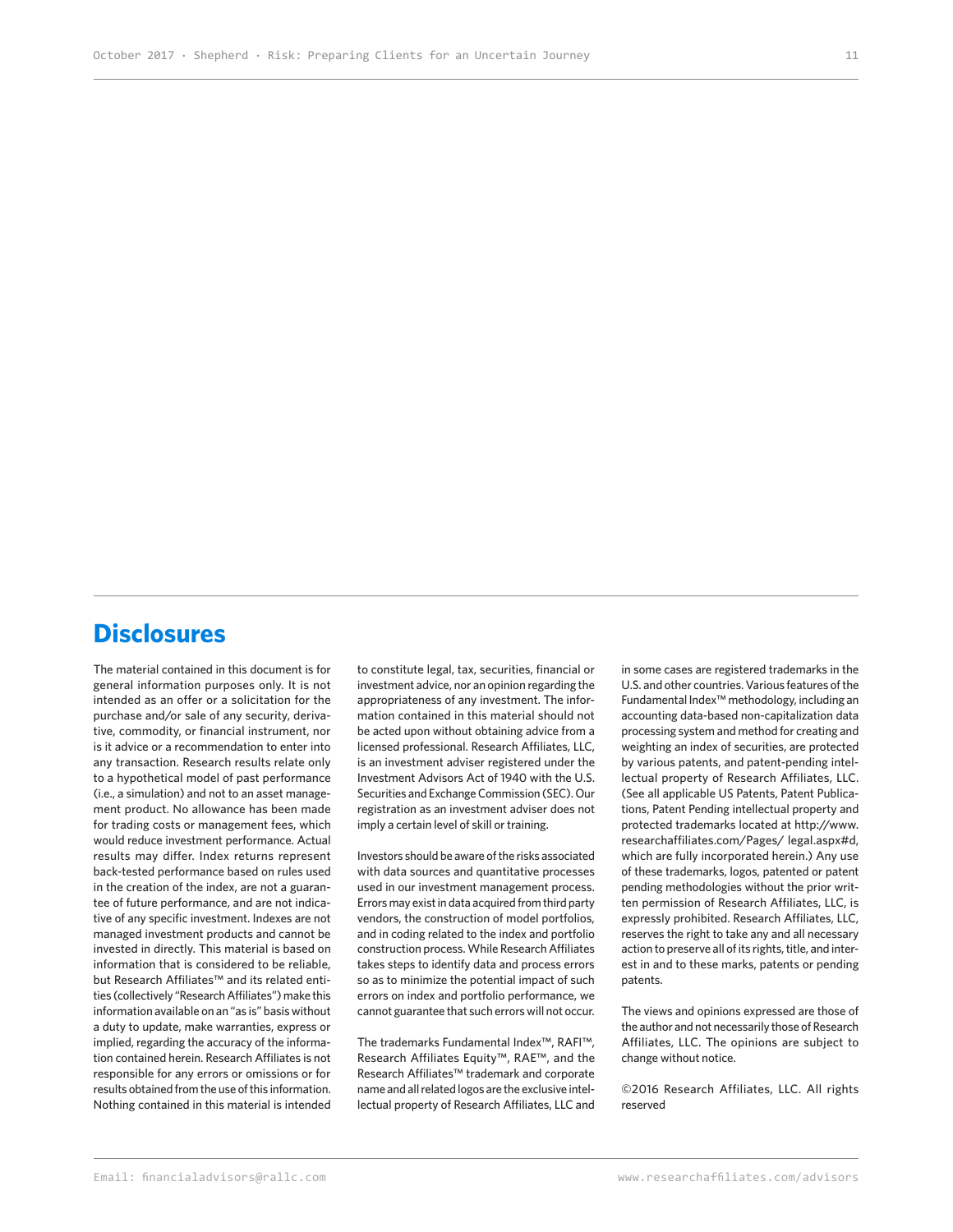## Disclosures

The material contained in this document is for general information purposes only. It is not intended as an offer or a solicitation for the purchase and/or sale of any security, derivative, commodity, or financial instrument, nor is it advice or a recommendation to enter into any transaction. Research results relate only to a hypothetical model of past performance (i.e., a simulation) and not to an asset management product. No allowance has been made for trading costs or management fees, which would reduce investment performance. Actual results may differ. Index returns represent back-tested performance based on rules used in the creation of the index, are not a guarantee of future performance, and are not indicative of any specific investment. Indexes are not managed investment products and cannot be invested in directly. This material is based on information that is considered to be reliable, but Research Affiliates™ and its related entities (collectively "Research Affiliates") make this information available on an "as is" basis without a duty to update, make warranties, express or implied, regarding the accuracy of the information contained herein. Research Affiliates is not responsible for any errors or omissions or for results obtained from the use of this information. Nothing contained in this material is intended to constitute legal, tax, securities, financial or investment advice, nor an opinion regarding the appropriateness of any investment. The information contained in this material should not be acted upon without obtaining advice from a licensed professional. Research Affiliates, LLC, is an investment adviser registered under the Investment Advisors Act of 1940 with the U.S. Securities and Exchange Commission (SEC). Our registration as an investment adviser does not imply a certain level of skill or training.

Investors should be aware of the risks associated with data sources and quantitative processes used in our investment management process. Errors may exist in data acquired from third party vendors, the construction of model portfolios, and in coding related to the index and portfolio construction process. While Research Affiliates takes steps to identify data and process errors so as to minimize the potential impact of such errors on index and portfolio performance, we cannot guarantee that such errors will not occur.

The trademarks Fundamental Index™, RAFI™, Research Affiliates Equity™, RAE™, and the Research Affiliates™ trademark and corporate name and all related logos are the exclusive intellectual property of Research Affiliates, LLC and in some cases are registered trademarks in the U.S. and other countries. Various features of the Fundamental Index™ methodology, including an accounting data-based non-capitalization data processing system and method for creating and weighting an index of securities, are protected by various patents, and patent-pending intellectual property of Research Affiliates, LLC. (See all applicable US Patents, Patent Publications, Patent Pending intellectual property and protected trademarks located at http://www.researchaffiliates.com/Pages/ legal.aspx#d, which are fully incorporated herein.) Any use of these trademarks, logos, patented or patent pending methodologies without the prior written permission of Research Affiliates, LLC, is expressly prohibited. Research Affiliates, LLC, reserves the right to take any and all necessary action to preserve all of its rights, title, and interest in and to these marks, patents or pending patents.

The views and opinions expressed are those of the author and not necessarily those of Research Affiliates, LLC. The opinions are subject to change without notice.

©2016 Research Affiliates, LLC. All rights reserved